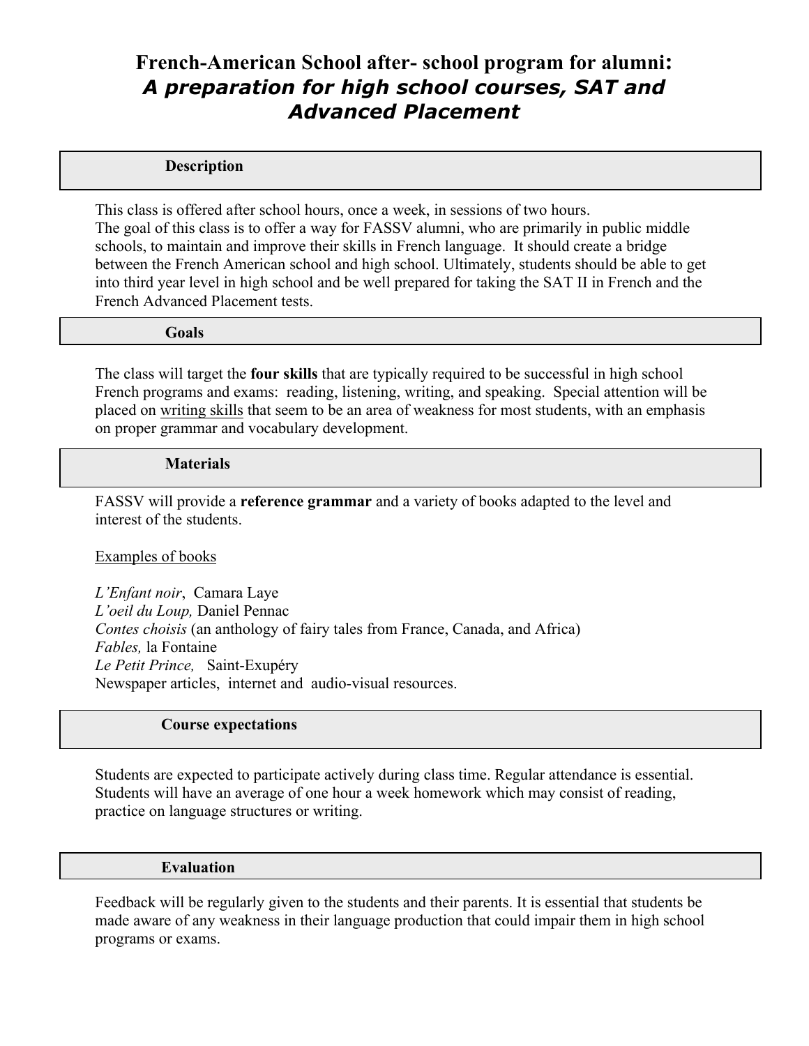# French-American School after- school program for alumni:
## *A preparation for high school courses, SAT and Advanced Placement*

### Description

This class is offered after school hours, once a week, in sessions of two hours.
The goal of this class is to offer a way for FASSV alumni, who are primarily in public middle schools, to maintain and improve their skills in French language. It should create a bridge between the French American school and high school. Ultimately, students should be able to get into third year level in high school and be well prepared for taking the SAT II in French and the French Advanced Placement tests.

### Goals

The class will target the **four skills** that are typically required to be successful in high school French programs and exams: reading, listening, writing, and speaking. Special attention will be placed on <u>writing skills</u> that seem to be an area of weakness for most students, with an emphasis on proper grammar and vocabulary development.

### Materials

FASSV will provide a **reference grammar** and a variety of books adapted to the level and interest of the students.

<u>Examples of books</u>

*L'Enfant noir*, Camara Laye
*L'oeil du Loup,* Daniel Pennac
*Contes choisis* (an anthology of fairy tales from France, Canada, and Africa)
*Fables,* la Fontaine
*Le Petit Prince,* Saint-Exupéry
Newspaper articles, internet and audio-visual resources.

### Course expectations

Students are expected to participate actively during class time. Regular attendance is essential. Students will have an average of one hour a week homework which may consist of reading, practice on language structures or writing.

### Evaluation

Feedback will be regularly given to the students and their parents. It is essential that students be made aware of any weakness in their language production that could impair them in high school programs or exams.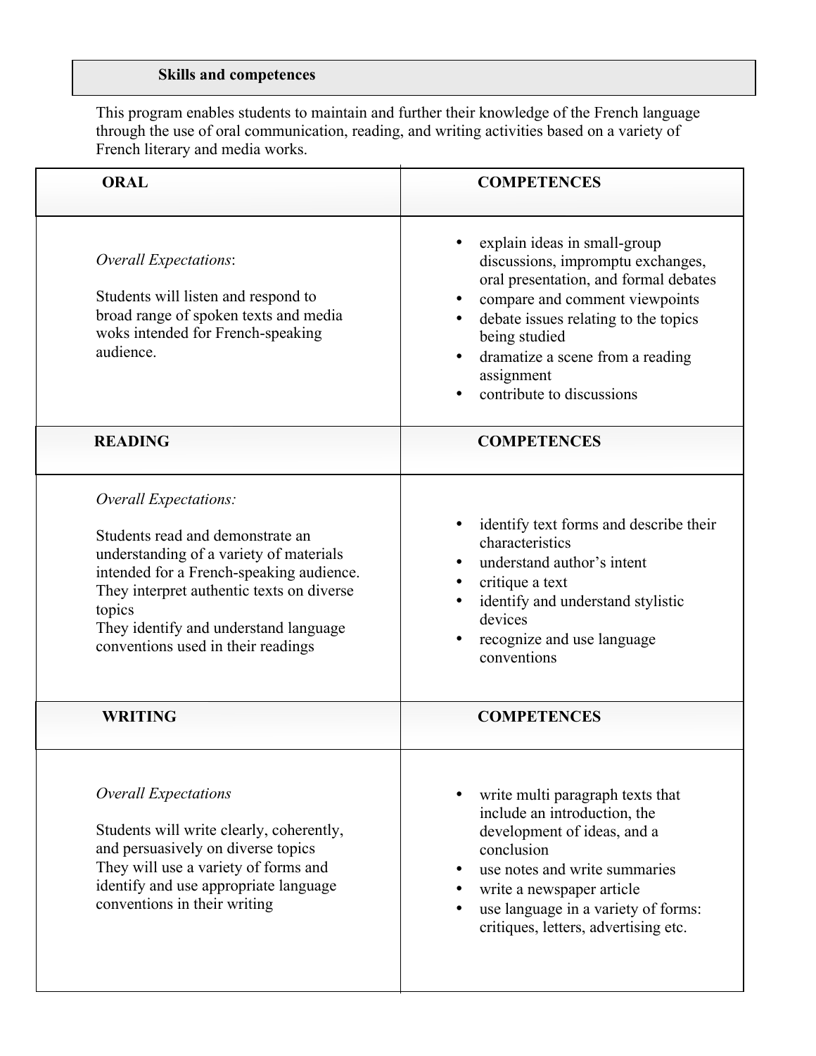## Skills and competences

This program enables students to maintain and further their knowledge of the French language through the use of oral communication, reading, and writing activities based on a variety of French literary and media works.

| ORAL | COMPETENCES |
|---|---|
| *Overall Expectations*:<br><br>Students will listen and respond to broad range of spoken texts and media woks intended for French-speaking audience. | • explain ideas in small-group discussions, impromptu exchanges, oral presentation, and formal debates<br>• compare and comment viewpoints<br>• debate issues relating to the topics being studied<br>• dramatize a scene from a reading assignment<br>• contribute to discussions |
| **READING** | **COMPETENCES** |
| *Overall Expectations:*<br><br>Students read and demonstrate an understanding of a variety of materials intended for a French-speaking audience. They interpret authentic texts on diverse topics<br>They identify and understand language conventions used in their readings | • identify text forms and describe their characteristics<br>• understand author's intent<br>• critique a text<br>• identify and understand stylistic devices<br>• recognize and use language conventions |
| **WRITING** | **COMPETENCES** |
| *Overall Expectations*<br><br>Students will write clearly, coherently, and persuasively on diverse topics<br>They will use a variety of forms and identify and use appropriate language conventions in their writing | • write multi paragraph texts that include an introduction, the development of ideas, and a conclusion<br>• use notes and write summaries<br>• write a newspaper article<br>• use language in a variety of forms: critiques, letters, advertising etc. |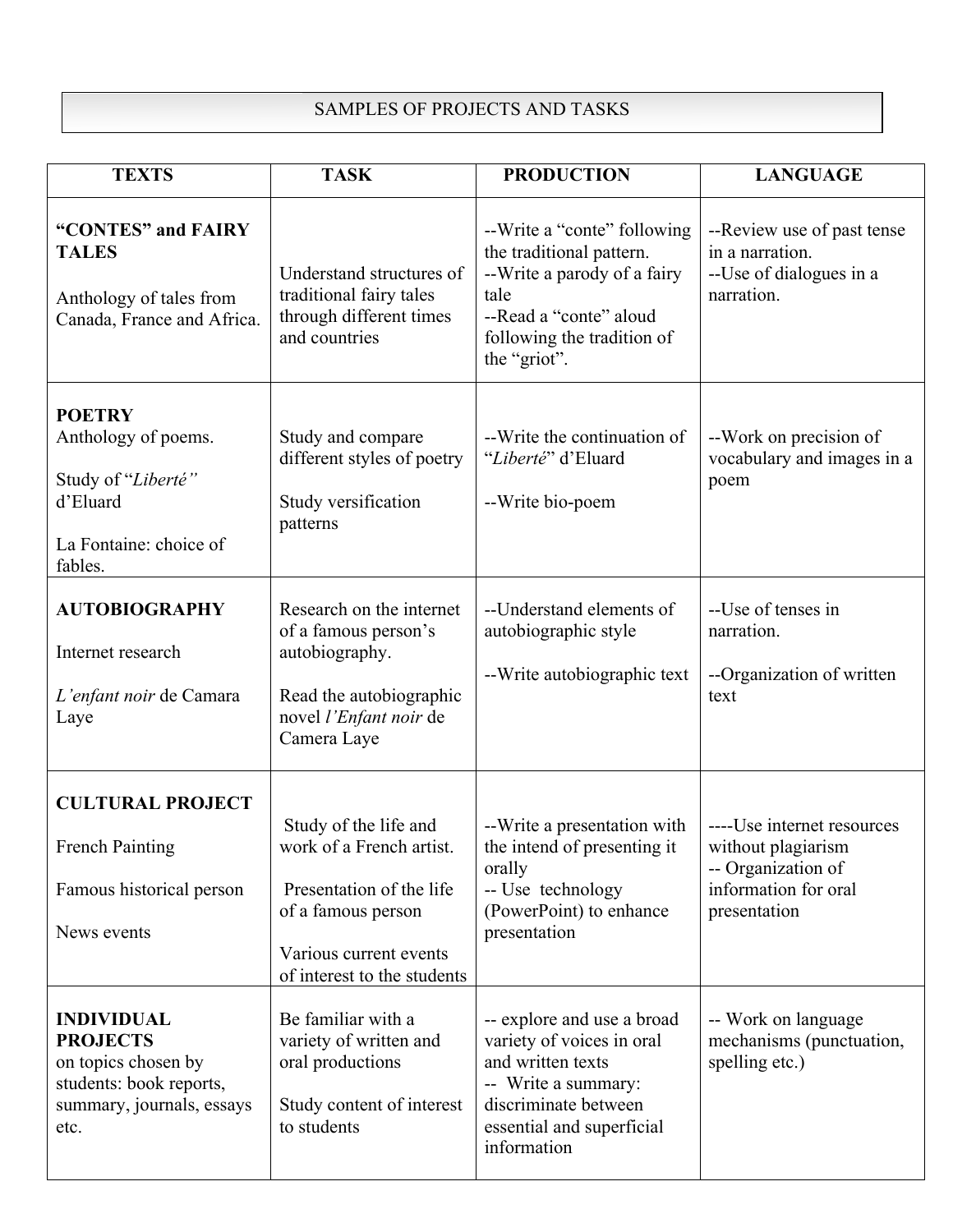# SAMPLES OF PROJECTS AND TASKS

| TEXTS | TASK | PRODUCTION | LANGUAGE |
|---|---|---|---|
| **"CONTES" and FAIRY TALES**<br><br>Anthology of tales from Canada, France and Africa. | Understand structures of traditional fairy tales through different times and countries | --Write a "conte" following the traditional pattern.<br>--Write a parody of a fairy tale<br>--Read a "conte" aloud following the tradition of the "griot". | --Review use of past tense in a narration.<br>--Use of dialogues in a narration. |
| **POETRY**<br>Anthology of poems.<br><br>Study of "*Liberté"* d'Eluard<br><br>La Fontaine: choice of fables. | Study and compare different styles of poetry<br><br>Study versification patterns | --Write the continuation of "*Liberté*" d'Eluard<br><br>--Write bio-poem | --Work on precision of vocabulary and images in a poem |
| **AUTOBIOGRAPHY**<br><br>Internet research<br><br>*L'enfant noir* de Camara Laye | Research on the internet of a famous person's autobiography.<br><br>Read the autobiographic novel *l'Enfant noir* de Camera Laye | --Understand elements of autobiographic style<br><br>--Write autobiographic text | --Use of tenses in narration.<br><br>--Organization of written text |
| **CULTURAL PROJECT**<br><br>French Painting<br><br>Famous historical person<br><br>News events | Study of the life and work of a French artist.<br><br>Presentation of the life of a famous person<br><br>Various current events of interest to the students | --Write a presentation with the intend of presenting it orally<br>-- Use technology (PowerPoint) to enhance presentation | ----Use internet resources without plagiarism<br>-- Organization of information for oral presentation |
| **INDIVIDUAL PROJECTS**<br>on topics chosen by students: book reports, summary, journals, essays etc. | Be familiar with a variety of written and oral productions<br><br>Study content of interest to students | -- explore and use a broad variety of voices in oral and written texts<br>-- Write a summary: discriminate between essential and superficial information | -- Work on language mechanisms (punctuation, spelling etc.) |